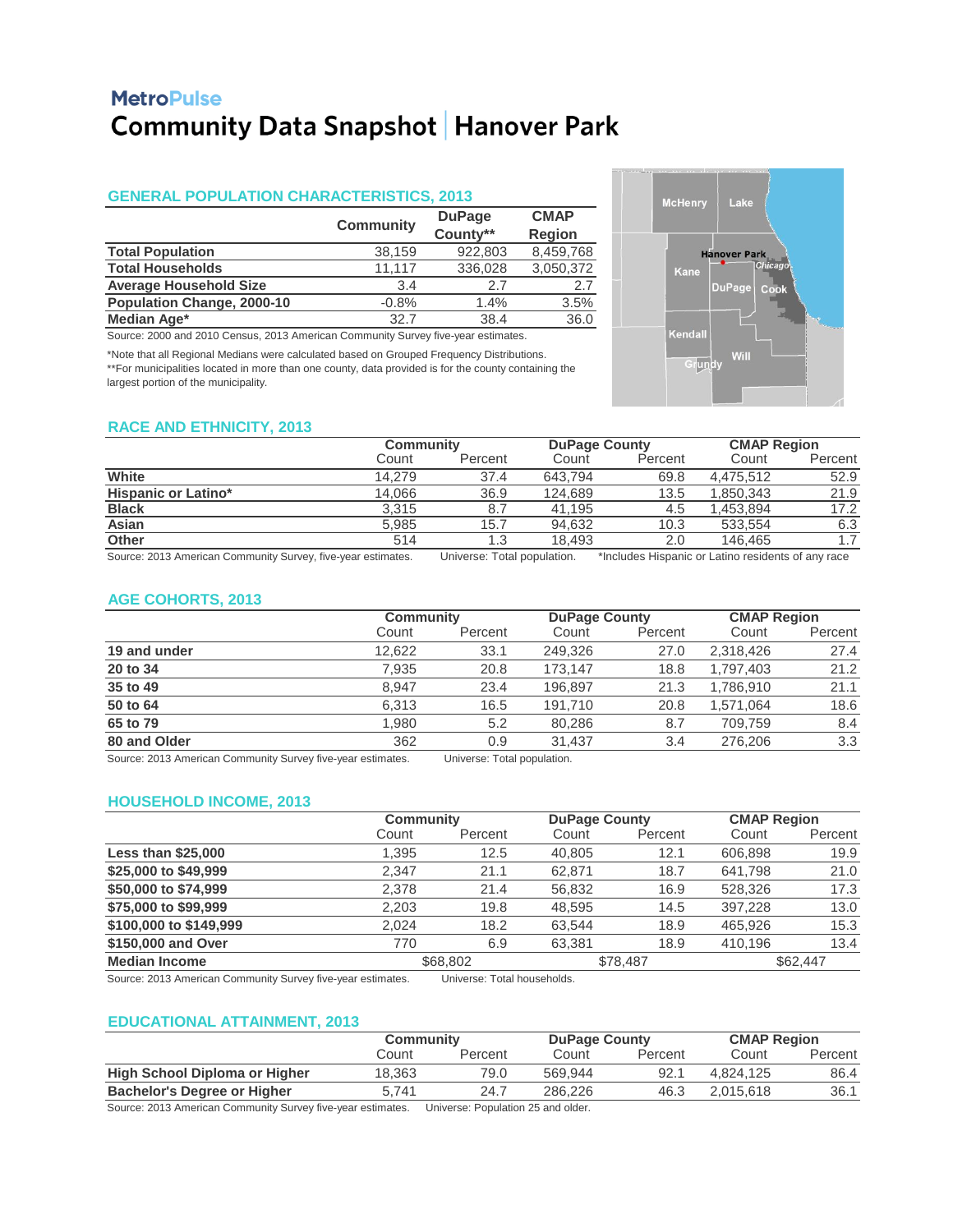**MetroPulse**

# Community Data Snapshot | Hanover Park

## GENERAL POPULATION CHARACTERISTICS, 2013

| | Community | DuPage County** | CMAP Region |
|---|---|---|---|
| **Total Population** | 38,159 | 922,803 | 8,459,768 |
| **Total Households** | 11,117 | 336,028 | 3,050,372 |
| **Average Household Size** | 3.4 | 2.7 | 2.7 |
| **Population Change, 2000-10** | -0.8% | 1.4% | 3.5% |
| **Median Age*** | 32.7 | 38.4 | 36.0 |

Source: 2000 and 2010 Census, 2013 American Community Survey five-year estimates.

*Note that all Regional Medians were calculated based on Grouped Frequency Distributions.
**For municipalities located in more than one county, data provided is for the county containing the largest portion of the municipality.

## RACE AND ETHNICITY, 2013

| | Community | | DuPage County | | CMAP Region | |
|---|---|---|---|---|---|---|
| | Count | Percent | Count | Percent | Count | Percent |
| **White** | 14,279 | 37.4 | 643,794 | 69.8 | 4,475,512 | 52.9 |
| **Hispanic or Latino*** | 14,066 | 36.9 | 124,689 | 13.5 | 1,850,343 | 21.9 |
| **Black** | 3,315 | 8.7 | 41,195 | 4.5 | 1,453,894 | 17.2 |
| **Asian** | 5,985 | 15.7 | 94,632 | 10.3 | 533,554 | 6.3 |
| **Other** | 514 | 1.3 | 18,493 | 2.0 | 146,465 | 1.7 |

Source: 2013 American Community Survey, five-year estimates. Universe: Total population. *Includes Hispanic or Latino residents of any race

## AGE COHORTS, 2013

| | Community | | DuPage County | | CMAP Region | |
|---|---|---|---|---|---|---|
| | Count | Percent | Count | Percent | Count | Percent |
| **19 and under** | 12,622 | 33.1 | 249,326 | 27.0 | 2,318,426 | 27.4 |
| **20 to 34** | 7,935 | 20.8 | 173,147 | 18.8 | 1,797,403 | 21.2 |
| **35 to 49** | 8,947 | 23.4 | 196,897 | 21.3 | 1,786,910 | 21.1 |
| **50 to 64** | 6,313 | 16.5 | 191,710 | 20.8 | 1,571,064 | 18.6 |
| **65 to 79** | 1,980 | 5.2 | 80,286 | 8.7 | 709,759 | 8.4 |
| **80 and Older** | 362 | 0.9 | 31,437 | 3.4 | 276,206 | 3.3 |

Source: 2013 American Community Survey five-year estimates. Universe: Total population.

## HOUSEHOLD INCOME, 2013

| | Community | | DuPage County | | CMAP Region | |
|---|---|---|---|---|---|---|
| | Count | Percent | Count | Percent | Count | Percent |
| **Less than $25,000** | 1,395 | 12.5 | 40,805 | 12.1 | 606,898 | 19.9 |
| **$25,000 to $49,999** | 2,347 | 21.1 | 62,871 | 18.7 | 641,798 | 21.0 |
| **$50,000 to $74,999** | 2,378 | 21.4 | 56,832 | 16.9 | 528,326 | 17.3 |
| **$75,000 to $99,999** | 2,203 | 19.8 | 48,595 | 14.5 | 397,228 | 13.0 |
| **$100,000 to $149,999** | 2,024 | 18.2 | 63,544 | 18.9 | 465,926 | 15.3 |
| **$150,000 and Over** | 770 | 6.9 | 63,381 | 18.9 | 410,196 | 13.4 |
| **Median Income** | $68,802 | | $78,487 | | $62,447 | |

Source: 2013 American Community Survey five-year estimates. Universe: Total households.

## EDUCATIONAL ATTAINMENT, 2013

| | Community | | DuPage County | | CMAP Region | |
|---|---|---|---|---|---|---|
| | Count | Percent | Count | Percent | Count | Percent |
| **High School Diploma or Higher** | 18,363 | 79.0 | 569,944 | 92.1 | 4,824,125 | 86.4 |
| **Bachelor's Degree or Higher** | 5,741 | 24.7 | 286,226 | 46.3 | 2,015,618 | 36.1 |

Source: 2013 American Community Survey five-year estimates. Universe: Population 25 and older.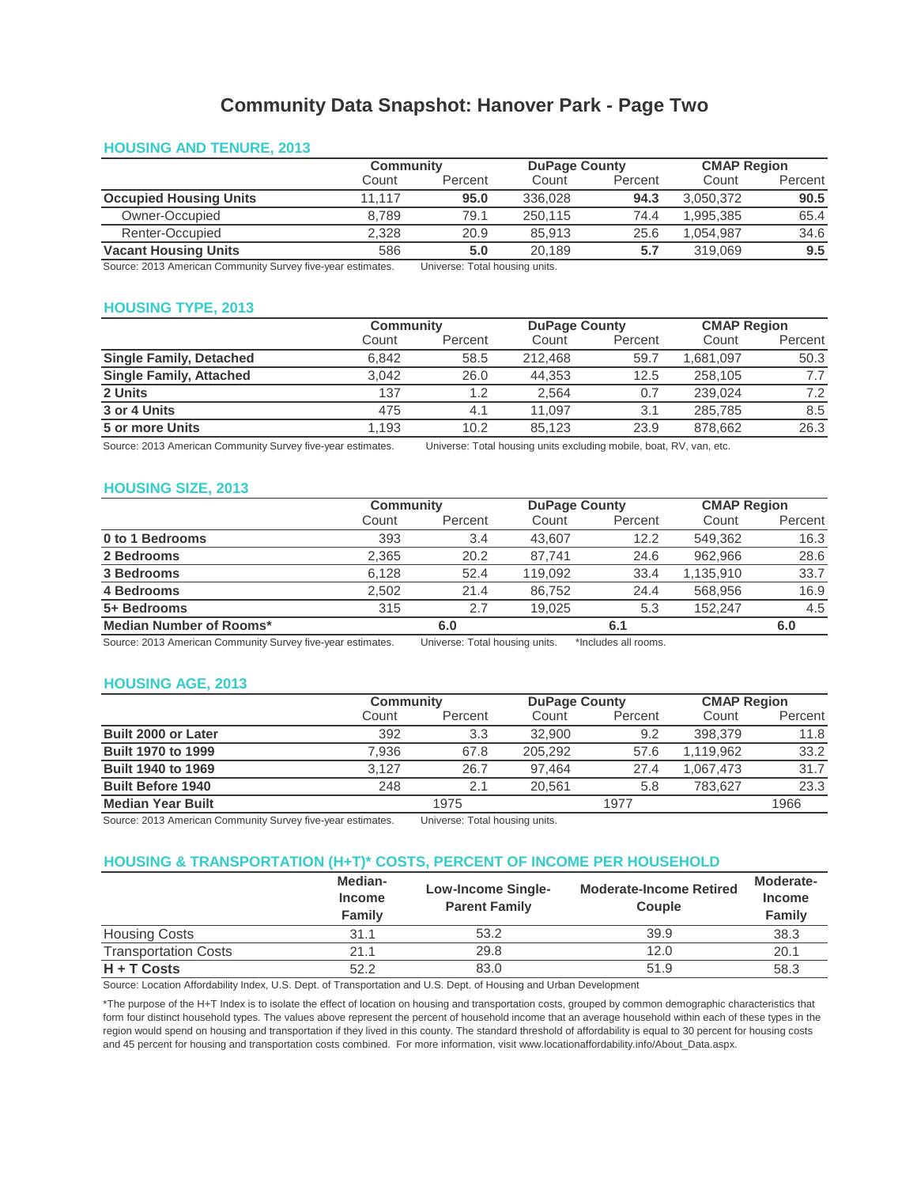# Community Data Snapshot: Hanover Park - Page Two

## HOUSING AND TENURE, 2013

| | Community | | DuPage County | | CMAP Region | |
|---|---|---|---|---|---|---|
| | Count | Percent | Count | Percent | Count | Percent |
| **Occupied Housing Units** | 11,117 | **95.0** | 336,028 | **94.3** | 3,050,372 | **90.5** |
| Owner-Occupied | 8,789 | 79.1 | 250,115 | 74.4 | 1,995,385 | 65.4 |
| Renter-Occupied | 2,328 | 20.9 | 85,913 | 25.6 | 1,054,987 | 34.6 |
| **Vacant Housing Units** | 586 | **5.0** | 20,189 | **5.7** | 319,069 | **9.5** |

Source: 2013 American Community Survey five-year estimates. Universe: Total housing units.

## HOUSING TYPE, 2013

| | Community | | DuPage County | | CMAP Region | |
|---|---|---|---|---|---|---|
| | Count | Percent | Count | Percent | Count | Percent |
| **Single Family, Detached** | 6,842 | 58.5 | 212,468 | 59.7 | 1,681,097 | 50.3 |
| **Single Family, Attached** | 3,042 | 26.0 | 44,353 | 12.5 | 258,105 | 7.7 |
| **2 Units** | 137 | 1.2 | 2,564 | 0.7 | 239,024 | 7.2 |
| **3 or 4 Units** | 475 | 4.1 | 11,097 | 3.1 | 285,785 | 8.5 |
| **5 or more Units** | 1,193 | 10.2 | 85,123 | 23.9 | 878,662 | 26.3 |

Source: 2013 American Community Survey five-year estimates. Universe: Total housing units excluding mobile, boat, RV, van, etc.

## HOUSING SIZE, 2013

| | Community | | DuPage County | | CMAP Region | |
|---|---|---|---|---|---|---|
| | Count | Percent | Count | Percent | Count | Percent |
| **0 to 1 Bedrooms** | 393 | 3.4 | 43,607 | 12.2 | 549,362 | 16.3 |
| **2 Bedrooms** | 2,365 | 20.2 | 87,741 | 24.6 | 962,966 | 28.6 |
| **3 Bedrooms** | 6,128 | 52.4 | 119,092 | 33.4 | 1,135,910 | 33.7 |
| **4 Bedrooms** | 2,502 | 21.4 | 86,752 | 24.4 | 568,956 | 16.9 |
| **5+ Bedrooms** | 315 | 2.7 | 19,025 | 5.3 | 152,247 | 4.5 |
| **Median Number of Rooms*** | **6.0** | | **6.1** | | **6.0** | |

Source: 2013 American Community Survey five-year estimates. Universe: Total housing units. *Includes all rooms.

## HOUSING AGE, 2013

| | Community | | DuPage County | | CMAP Region | |
|---|---|---|---|---|---|---|
| | Count | Percent | Count | Percent | Count | Percent |
| **Built 2000 or Later** | 392 | 3.3 | 32,900 | 9.2 | 398,379 | 11.8 |
| **Built 1970 to 1999** | 7,936 | 67.8 | 205,292 | 57.6 | 1,119,962 | 33.2 |
| **Built 1940 to 1969** | 3,127 | 26.7 | 97,464 | 27.4 | 1,067,473 | 31.7 |
| **Built Before 1940** | 248 | 2.1 | 20,561 | 5.8 | 783,627 | 23.3 |
| **Median Year Built** | 1975 | | 1977 | | 1966 | |

Source: 2013 American Community Survey five-year estimates. Universe: Total housing units.

## HOUSING & TRANSPORTATION (H+T)* COSTS, PERCENT OF INCOME PER HOUSEHOLD

| | Median-Income Family | Low-Income Single-Parent Family | Moderate-Income Retired Couple | Moderate-Income Family |
|---|---|---|---|---|
| Housing Costs | 31.1 | 53.2 | 39.9 | 38.3 |
| Transportation Costs | 21.1 | 29.8 | 12.0 | 20.1 |
| **H + T Costs** | 52.2 | 83.0 | 51.9 | 58.3 |

Source: Location Affordability Index, U.S. Dept. of Transportation and U.S. Dept. of Housing and Urban Development

*The purpose of the H+T Index is to isolate the effect of location on housing and transportation costs, grouped by common demographic characteristics that form four distinct household types. The values above represent the percent of household income that an average household within each of these types in the region would spend on housing and transportation if they lived in this county. The standard threshold of affordability is equal to 30 percent for housing costs and 45 percent for housing and transportation costs combined. For more information, visit www.locationaffordability.info/About_Data.aspx.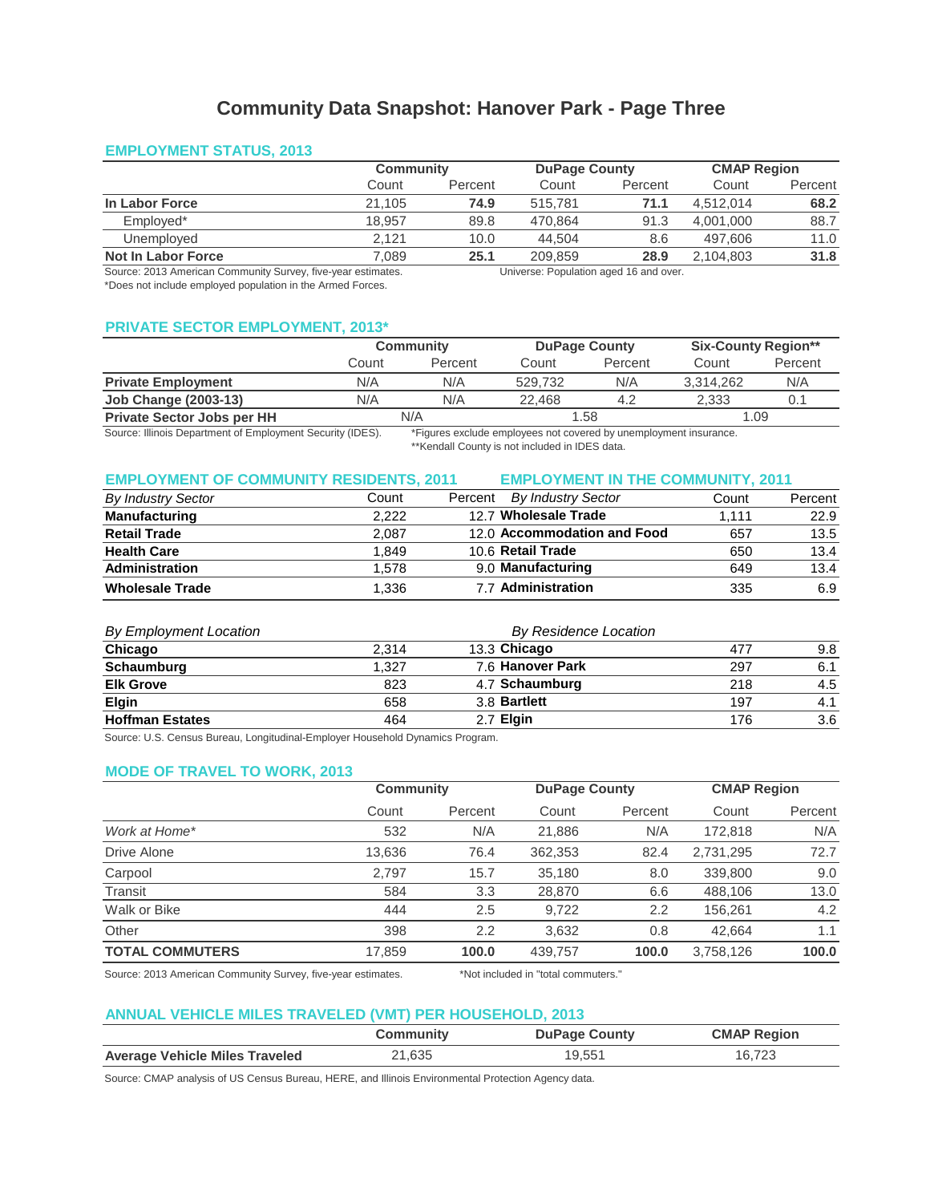# Community Data Snapshot: Hanover Park - Page Three

## EMPLOYMENT STATUS, 2013

| | Community | | DuPage County | | CMAP Region | |
|---|---|---|---|---|---|---|
| | Count | Percent | Count | Percent | Count | Percent |
| **In Labor Force** | 21,105 | **74.9** | 515,781 | **71.1** | 4,512,014 | **68.2** |
| Employed* | 18,957 | 89.8 | 470,864 | 91.3 | 4,001,000 | 88.7 |
| Unemployed | 2,121 | 10.0 | 44,504 | 8.6 | 497,606 | 11.0 |
| **Not In Labor Force** | 7,089 | **25.1** | 209,859 | **28.9** | 2,104,803 | **31.8** |

Source: 2013 American Community Survey, five-year estimates. Universe: Population aged 16 and over.

*Does not include employed population in the Armed Forces.

## PRIVATE SECTOR EMPLOYMENT, 2013*

| | Community | | DuPage County | | Six-County Region** | |
|---|---|---|---|---|---|---|
| | Count | Percent | Count | Percent | Count | Percent |
| **Private Employment** | N/A | N/A | 529,732 | N/A | 3,314,262 | N/A |
| **Job Change (2003-13)** | N/A | N/A | 22,468 | 4.2 | 2,333 | 0.1 |
| **Private Sector Jobs per HH** | N/A | | 1.58 | | 1.09 | |

Source: Illinois Department of Employment Security (IDES).

*Figures exclude employees not covered by unemployment insurance.

**Kendall County is not included in IDES data.

## EMPLOYMENT OF COMMUNITY RESIDENTS, 2011

| *By Industry Sector* | Count | Percent |
|---|---|---|
| **Manufacturing** | 2,222 | 12.7 |
| **Retail Trade** | 2,087 | 12.0 |
| **Health Care** | 1,849 | 10.6 |
| **Administration** | 1,578 | 9.0 |
| **Wholesale Trade** | 1,336 | 7.7 |

| *By Employment Location* | Count | Percent |
|---|---|---|
| **Chicago** | 2,314 | 13.3 |
| **Schaumburg** | 1,327 | 7.6 |
| **Elk Grove** | 823 | 4.7 |
| **Elgin** | 658 | 3.8 |
| **Hoffman Estates** | 464 | 2.7 |

## EMPLOYMENT IN THE COMMUNITY, 2011

| *By Industry Sector* | Count | Percent |
|---|---|---|
| **Wholesale Trade** | 1,111 | 22.9 |
| **Accommodation and Food** | 657 | 13.5 |
| **Retail Trade** | 650 | 13.4 |
| **Manufacturing** | 649 | 13.4 |
| **Administration** | 335 | 6.9 |

| *By Residence Location* | Count | Percent |
|---|---|---|
| **Chicago** | 477 | 9.8 |
| **Hanover Park** | 297 | 6.1 |
| **Schaumburg** | 218 | 4.5 |
| **Bartlett** | 197 | 4.1 |
| **Elgin** | 176 | 3.6 |

Source: U.S. Census Bureau, Longitudinal-Employer Household Dynamics Program.

## MODE OF TRAVEL TO WORK, 2013

| | Community | | DuPage County | | CMAP Region | |
|---|---|---|---|---|---|---|
| | Count | Percent | Count | Percent | Count | Percent |
| *Work at Home** | 532 | N/A | 21,886 | N/A | 172,818 | N/A |
| Drive Alone | 13,636 | 76.4 | 362,353 | 82.4 | 2,731,295 | 72.7 |
| Carpool | 2,797 | 15.7 | 35,180 | 8.0 | 339,800 | 9.0 |
| Transit | 584 | 3.3 | 28,870 | 6.6 | 488,106 | 13.0 |
| Walk or Bike | 444 | 2.5 | 9,722 | 2.2 | 156,261 | 4.2 |
| Other | 398 | 2.2 | 3,632 | 0.8 | 42,664 | 1.1 |
| **TOTAL COMMUTERS** | 17,859 | **100.0** | 439,757 | **100.0** | 3,758,126 | **100.0** |

Source: 2013 American Community Survey, five-year estimates. *Not included in "total commuters."

## ANNUAL VEHICLE MILES TRAVELED (VMT) PER HOUSEHOLD, 2013

| | Community | DuPage County | CMAP Region |
|---|---|---|---|
| **Average Vehicle Miles Traveled** | 21,635 | 19,551 | 16,723 |

Source: CMAP analysis of US Census Bureau, HERE, and Illinois Environmental Protection Agency data.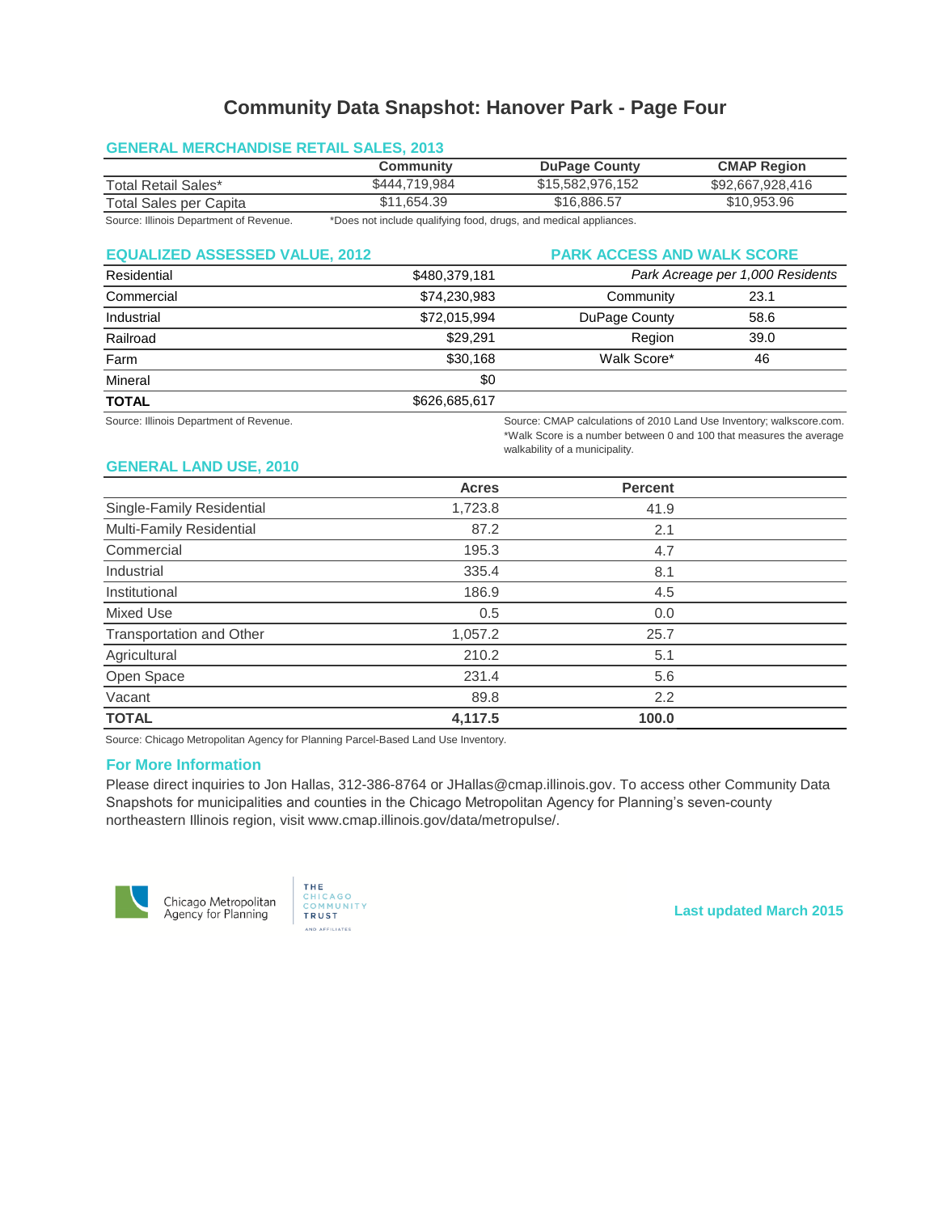# Community Data Snapshot: Hanover Park - Page Four

## GENERAL MERCHANDISE RETAIL SALES, 2013

| | Community | DuPage County | CMAP Region |
|---|---|---|---|
| Total Retail Sales* | $444,719,984 | $15,582,976,152 | $92,667,928,416 |
| Total Sales per Capita | $11,654.39 | $16,886.57 | $10,953.96 |

Source: Illinois Department of Revenue. *Does not include qualifying food, drugs, and medical appliances.

## EQUALIZED ASSESSED VALUE, 2012

| | |
|---|---|
| Residential | $480,379,181 |
| Commercial | $74,230,983 |
| Industrial | $72,015,994 |
| Railroad | $29,291 |
| Farm | $30,168 |
| Mineral | $0 |
| **TOTAL** | $626,685,617 |

Source: Illinois Department of Revenue.

## PARK ACCESS AND WALK SCORE

| | *Park Acreage per 1,000 Residents* |
|---|---|
| Community | 23.1 |
| DuPage County | 58.6 |
| Region | 39.0 |
| Walk Score* | 46 |

Source: CMAP calculations of 2010 Land Use Inventory; walkscore.com.
*Walk Score is a number between 0 and 100 that measures the average walkability of a municipality.

## GENERAL LAND USE, 2010

| | Acres | Percent |
|---|---|---|
| Single-Family Residential | 1,723.8 | 41.9 |
| Multi-Family Residential | 87.2 | 2.1 |
| Commercial | 195.3 | 4.7 |
| Industrial | 335.4 | 8.1 |
| Institutional | 186.9 | 4.5 |
| Mixed Use | 0.5 | 0.0 |
| Transportation and Other | 1,057.2 | 25.7 |
| Agricultural | 210.2 | 5.1 |
| Open Space | 231.4 | 5.6 |
| Vacant | 89.8 | 2.2 |
| **TOTAL** | **4,117.5** | **100.0** |

Source: Chicago Metropolitan Agency for Planning Parcel-Based Land Use Inventory.

## For More Information

Please direct inquiries to Jon Hallas, 312-386-8764 or JHallas@cmap.illinois.gov. To access other Community Data Snapshots for municipalities and counties in the Chicago Metropolitan Agency for Planning's seven-county northeastern Illinois region, visit www.cmap.illinois.gov/data/metropulse/.

Chicago Metropolitan Agency for Planning

The Chicago Community Trust and Affiliates

**Last updated March 2015**